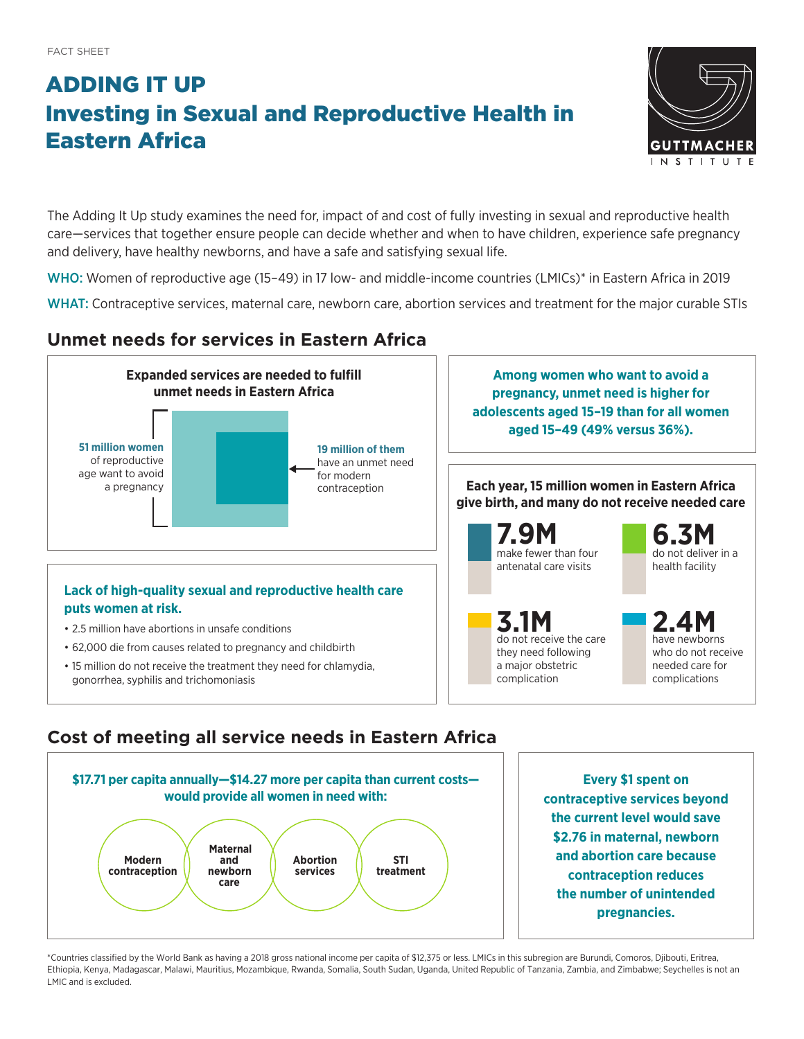FACT SHEET

# ADDING IT UP
# Investing in Sexual and Reproductive Health in Eastern Africa

The Adding It Up study examines the need for, impact of and cost of fully investing in sexual and reproductive health care—services that together ensure people can decide whether and when to have children, experience safe pregnancy and delivery, have healthy newborns, and have a safe and satisfying sexual life.

**WHO:** Women of reproductive age (15–49) in 17 low- and middle-income countries (LMICs)* in Eastern Africa in 2019

**WHAT:** Contraceptive services, maternal care, newborn care, abortion services and treatment for the major curable STIs

## Unmet needs for services in Eastern Africa

**Expanded services are needed to fulfill unmet needs in Eastern Africa**

**51 million women** of reproductive age want to avoid a pregnancy

**19 million of them** have an unmet need for modern contraception

**Among women who want to avoid a pregnancy, unmet need is higher for adolescents aged 15–19 than for all women aged 15–49 (49% versus 36%).**

**Each year, 15 million women in Eastern Africa give birth, and many do not receive needed care**

- **7.9M** make fewer than four antenatal care visits
- **6.3M** do not deliver in a health facility
- **3.1M** do not receive the care they need following a major obstetric complication
- **2.4M** have newborns who do not receive needed care for complications

**Lack of high-quality sexual and reproductive health care puts women at risk.**

- 2.5 million have abortions in unsafe conditions
- 62,000 die from causes related to pregnancy and childbirth
- 15 million do not receive the treatment they need for chlamydia, gonorrhea, syphilis and trichomoniasis

## Cost of meeting all service needs in Eastern Africa

**$17.71 per capita annually—$14.27 more per capita than current costs—would provide all women in need with:**

- Modern contraception
- Maternal and newborn care
- Abortion services
- STI treatment

**Every $1 spent on contraceptive services beyond the current level would save $2.76 in maternal, newborn and abortion care because contraception reduces the number of unintended pregnancies.**

*Countries classified by the World Bank as having a 2018 gross national income per capita of $12,375 or less. LMICs in this subregion are Burundi, Comoros, Djibouti, Eritrea, Ethiopia, Kenya, Madagascar, Malawi, Mauritius, Mozambique, Rwanda, Somalia, South Sudan, Uganda, United Republic of Tanzania, Zambia, and Zimbabwe; Seychelles is not an LMIC and is excluded.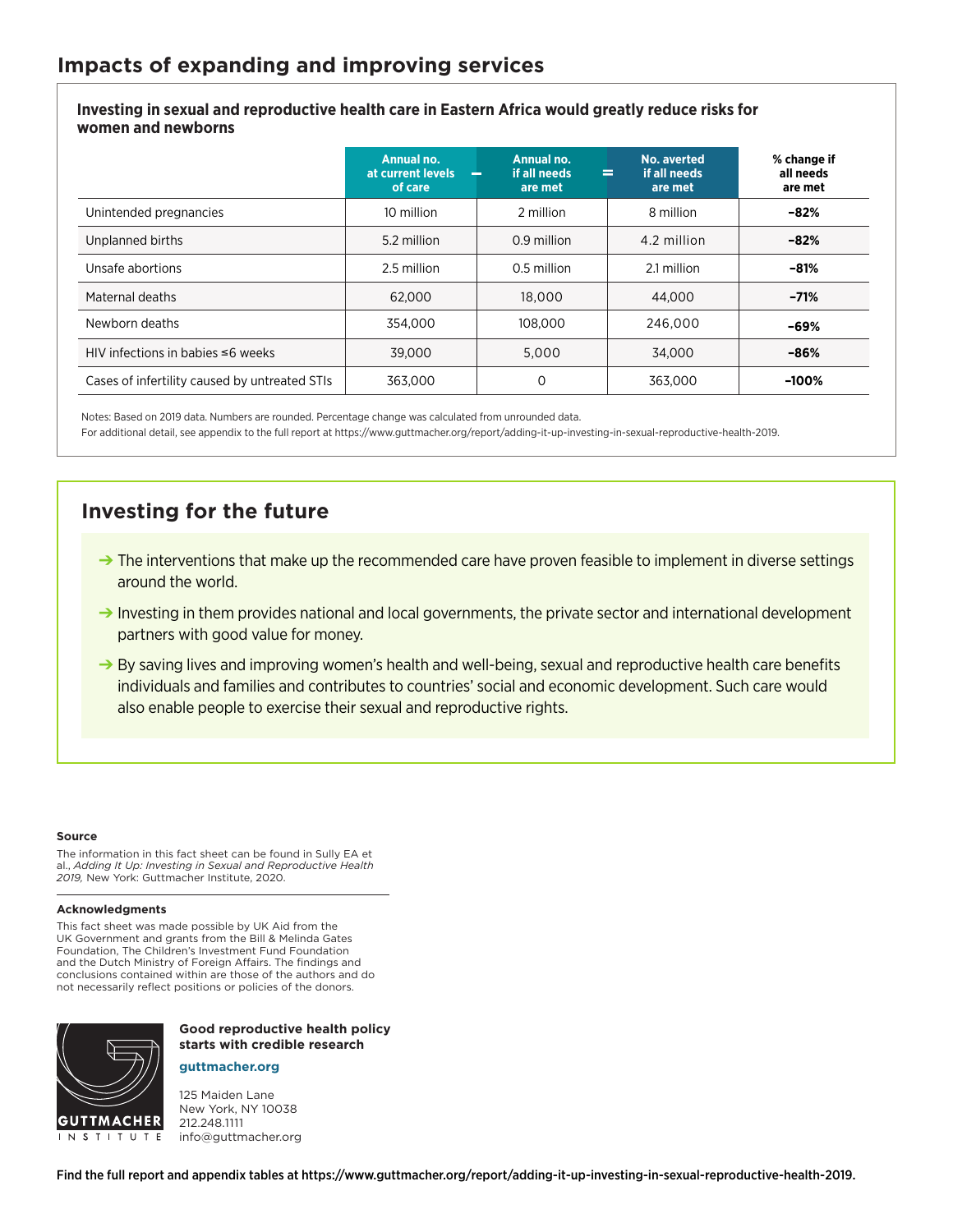## Impacts of expanding and improving services

**Investing in sexual and reproductive health care in Eastern Africa would greatly reduce risks for women and newborns**

| | Annual no. at current levels of care | − Annual no. if all needs are met | = No. averted if all needs are met | % change if all needs are met |
|---|---|---|---|---|
| Unintended pregnancies | 10 million | 2 million | 8 million | **–82%** |
| Unplanned births | 5.2 million | 0.9 million | 4.2 million | **–82%** |
| Unsafe abortions | 2.5 million | 0.5 million | 2.1 million | **–81%** |
| Maternal deaths | 62,000 | 18,000 | 44,000 | **–71%** |
| Newborn deaths | 354,000 | 108,000 | 246,000 | **–69%** |
| HIV infections in babies ≤6 weeks | 39,000 | 5,000 | 34,000 | **–86%** |
| Cases of infertility caused by untreated STIs | 363,000 | 0 | 363,000 | **–100%** |

Notes: Based on 2019 data. Numbers are rounded. Percentage change was calculated from unrounded data.
For additional detail, see appendix to the full report at https://www.guttmacher.org/report/adding-it-up-investing-in-sexual-reproductive-health-2019.

## Investing for the future

- → The interventions that make up the recommended care have proven feasible to implement in diverse settings around the world.
- → Investing in them provides national and local governments, the private sector and international development partners with good value for money.
- → By saving lives and improving women's health and well-being, sexual and reproductive health care benefits individuals and families and contributes to countries' social and economic development. Such care would also enable people to exercise their sexual and reproductive rights.

**Source**

The information in this fact sheet can be found in Sully EA et al., *Adding It Up: Investing in Sexual and Reproductive Health 2019,* New York: Guttmacher Institute, 2020.

**Acknowledgments**

This fact sheet was made possible by UK Aid from the UK Government and grants from the Bill & Melinda Gates Foundation, The Children's Investment Fund Foundation and the Dutch Ministry of Foreign Affairs. The findings and conclusions contained within are those of the authors and do not necessarily reflect positions or policies of the donors.

GUTTMACHER INSTITUTE

**Good reproductive health policy starts with credible research**

**guttmacher.org**

125 Maiden Lane
New York, NY 10038
212.248.1111
info@guttmacher.org

Find the full report and appendix tables at https://www.guttmacher.org/report/adding-it-up-investing-in-sexual-reproductive-health-2019.